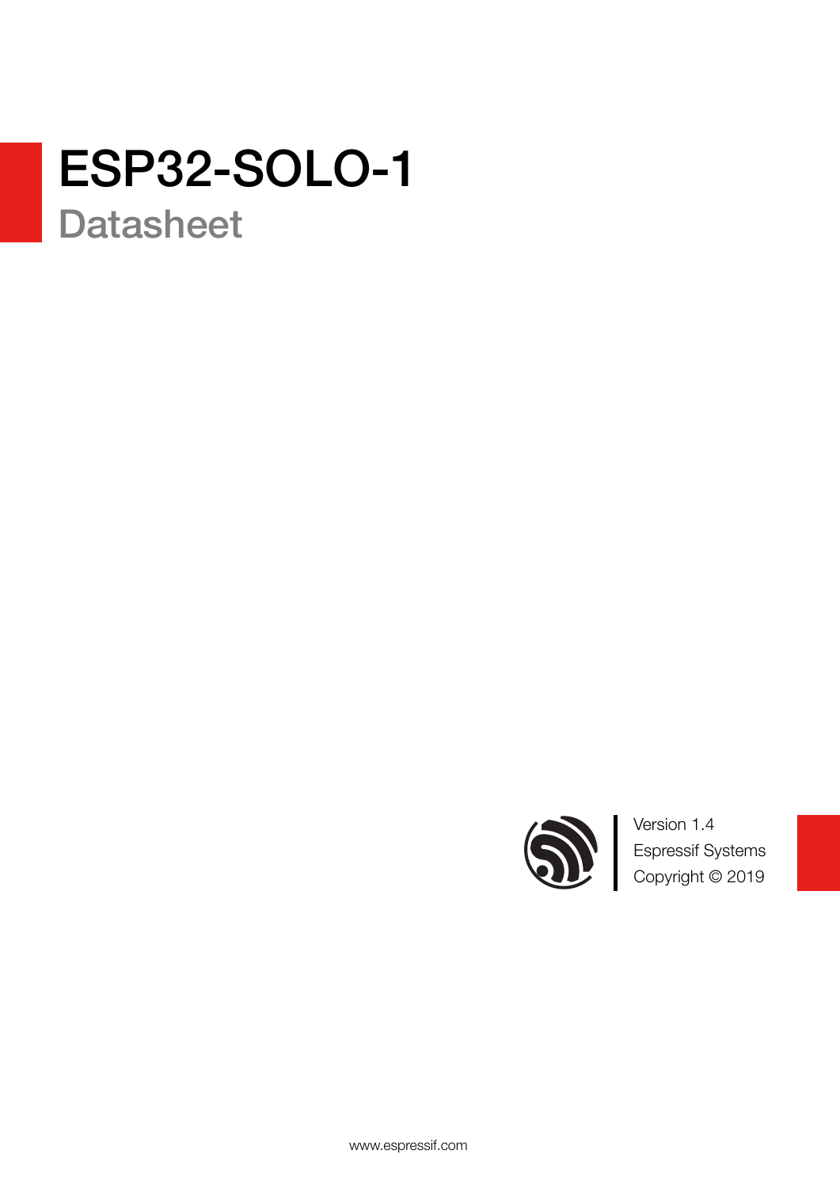# ESP32-SOLO-1

## Datasheet

Version 1.4
Espressif Systems
Copyright © 2019

www.espressif.com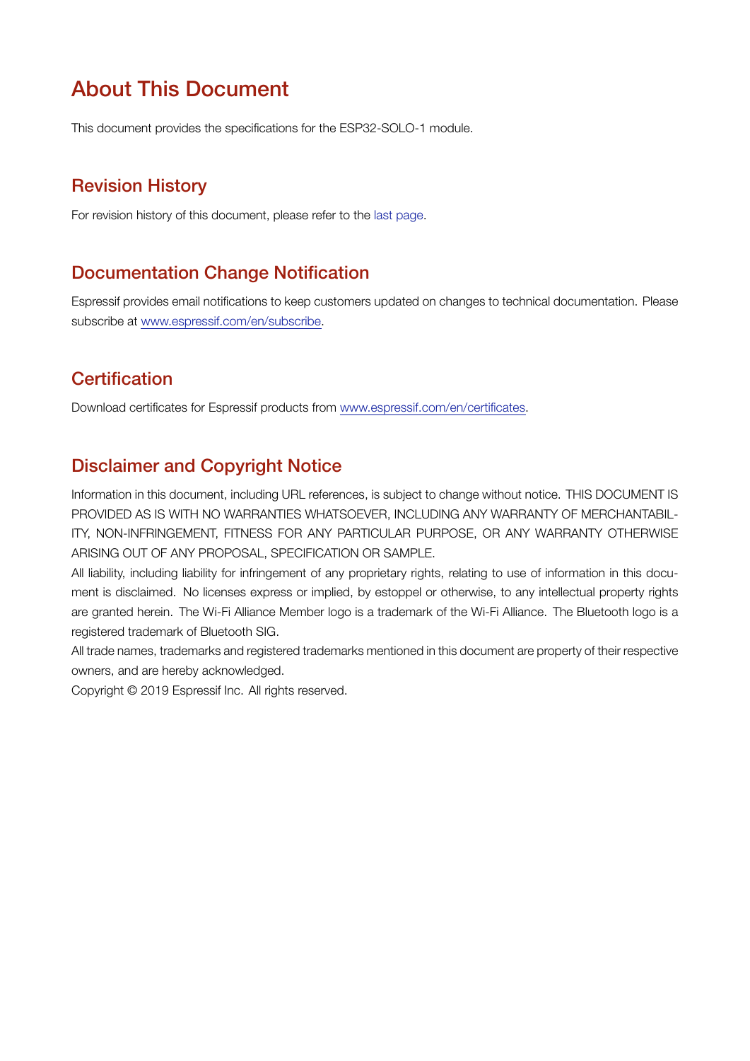# About This Document

This document provides the specifications for the ESP32-SOLO-1 module.

## Revision History

For revision history of this document, please refer to the last page.

## Documentation Change Notification

Espressif provides email notifications to keep customers updated on changes to technical documentation. Please subscribe at www.espressif.com/en/subscribe.

## Certification

Download certificates for Espressif products from www.espressif.com/en/certificates.

## Disclaimer and Copyright Notice

Information in this document, including URL references, is subject to change without notice. THIS DOCUMENT IS PROVIDED AS IS WITH NO WARRANTIES WHATSOEVER, INCLUDING ANY WARRANTY OF MERCHANTABILITY, NON-INFRINGEMENT, FITNESS FOR ANY PARTICULAR PURPOSE, OR ANY WARRANTY OTHERWISE ARISING OUT OF ANY PROPOSAL, SPECIFICATION OR SAMPLE.

All liability, including liability for infringement of any proprietary rights, relating to use of information in this document is disclaimed. No licenses express or implied, by estoppel or otherwise, to any intellectual property rights are granted herein. The Wi-Fi Alliance Member logo is a trademark of the Wi-Fi Alliance. The Bluetooth logo is a registered trademark of Bluetooth SIG.

All trade names, trademarks and registered trademarks mentioned in this document are property of their respective owners, and are hereby acknowledged.

Copyright © 2019 Espressif Inc. All rights reserved.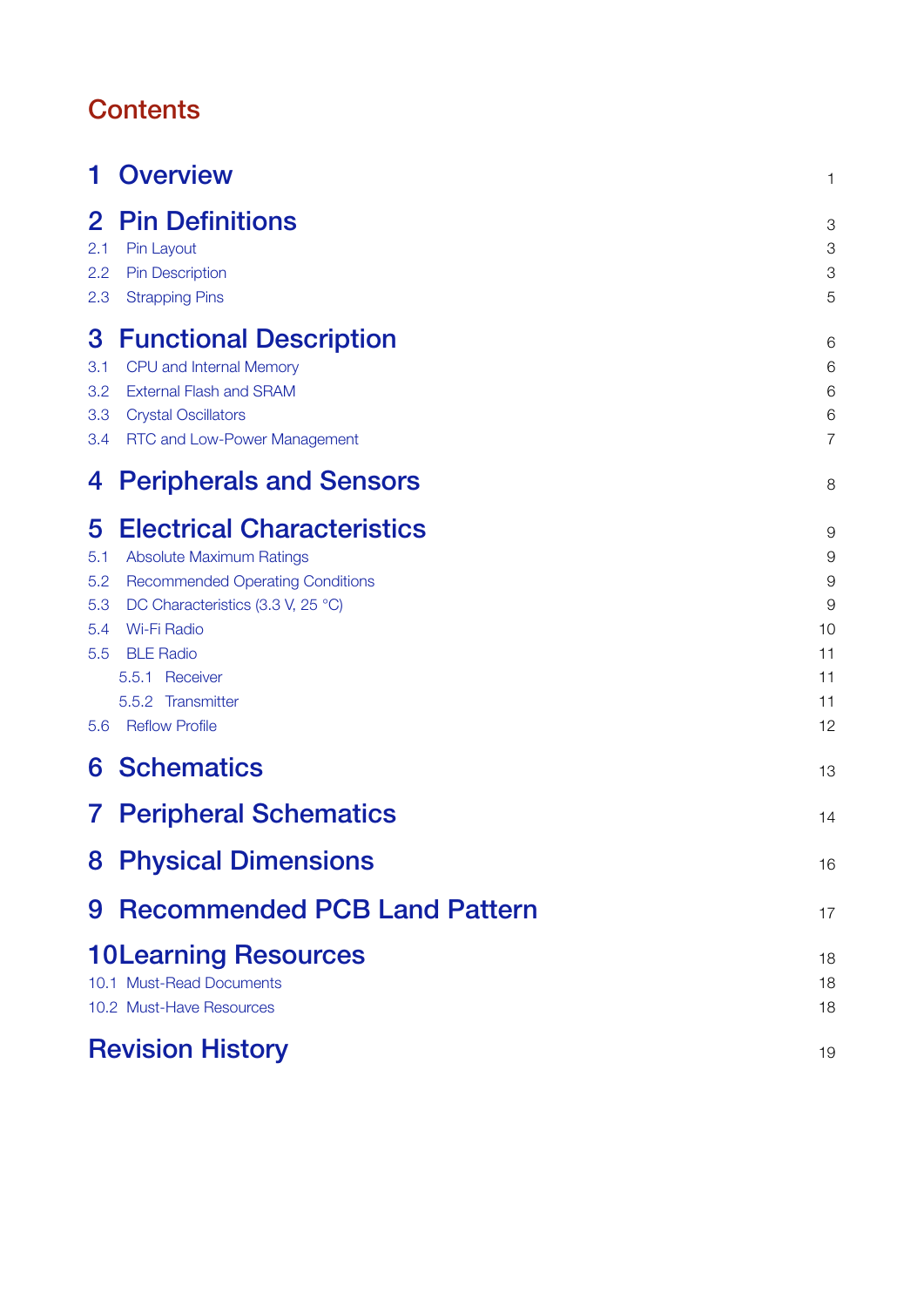# Contents

| | | |
|---|---|---|
| **1** | **Overview** | 1 |
| **2** | **Pin Definitions** | 3 |
| 2.1 | Pin Layout | 3 |
| 2.2 | Pin Description | 3 |
| 2.3 | Strapping Pins | 5 |
| **3** | **Functional Description** | 6 |
| 3.1 | CPU and Internal Memory | 6 |
| 3.2 | External Flash and SRAM | 6 |
| 3.3 | Crystal Oscillators | 6 |
| 3.4 | RTC and Low-Power Management | 7 |
| **4** | **Peripherals and Sensors** | 8 |
| **5** | **Electrical Characteristics** | 9 |
| 5.1 | Absolute Maximum Ratings | 9 |
| 5.2 | Recommended Operating Conditions | 9 |
| 5.3 | DC Characteristics (3.3 V, 25 °C) | 9 |
| 5.4 | Wi-Fi Radio | 10 |
| 5.5 | BLE Radio | 11 |
| 5.5.1 | Receiver | 11 |
| 5.5.2 | Transmitter | 11 |
| 5.6 | Reflow Profile | 12 |
| **6** | **Schematics** | 13 |
| **7** | **Peripheral Schematics** | 14 |
| **8** | **Physical Dimensions** | 16 |
| **9** | **Recommended PCB Land Pattern** | 17 |
| **10** | **Learning Resources** | 18 |
| 10.1 | Must-Read Documents | 18 |
| 10.2 | Must-Have Resources | 18 |
| | **Revision History** | 19 |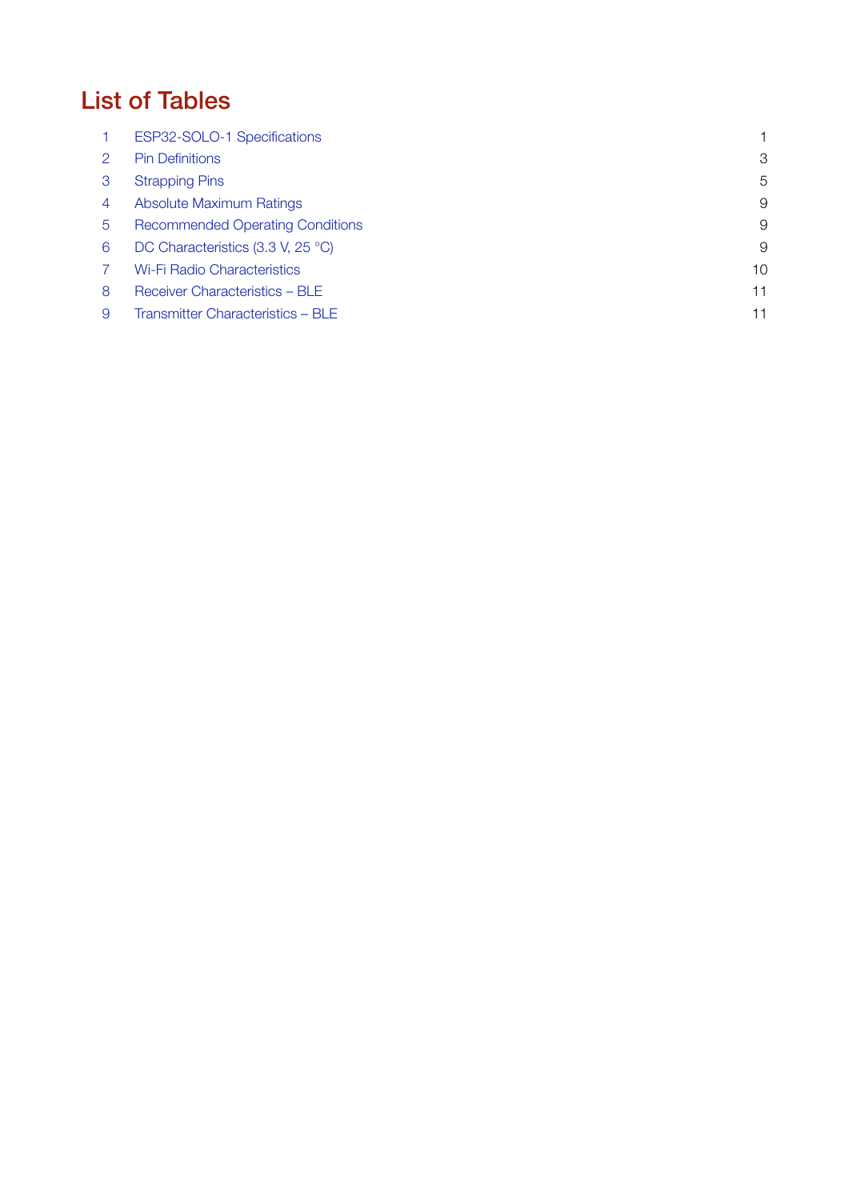# List of Tables

| | | |
|---|---|---|
| 1 | ESP32-SOLO-1 Specifications | 1 |
| 2 | Pin Definitions | 3 |
| 3 | Strapping Pins | 5 |
| 4 | Absolute Maximum Ratings | 9 |
| 5 | Recommended Operating Conditions | 9 |
| 6 | DC Characteristics (3.3 V, 25 °C) | 9 |
| 7 | Wi-Fi Radio Characteristics | 10 |
| 8 | Receiver Characteristics – BLE | 11 |
| 9 | Transmitter Characteristics – BLE | 11 |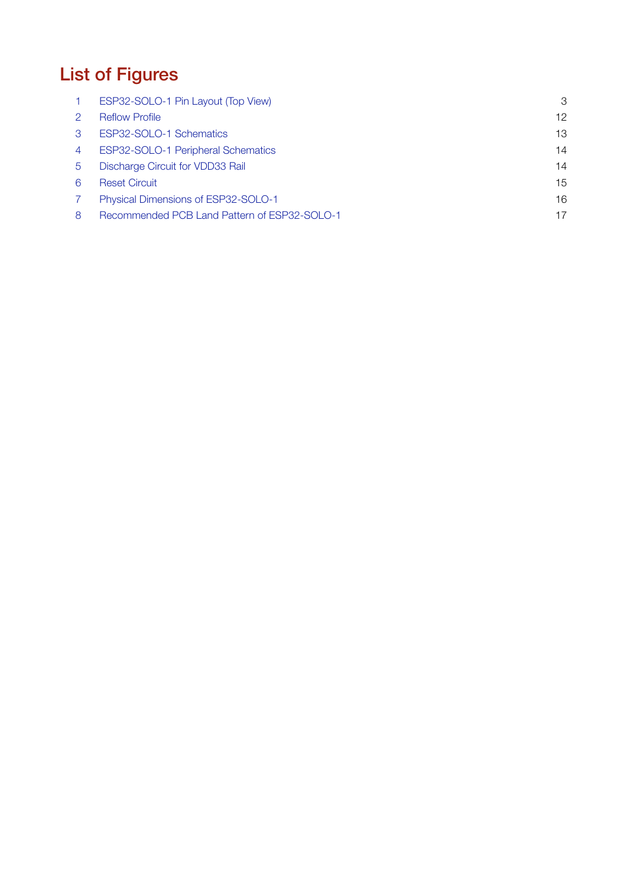# List of Figures

| | | |
|---|---|---|
| 1 | ESP32-SOLO-1 Pin Layout (Top View) | 3 |
| 2 | Reflow Profile | 12 |
| 3 | ESP32-SOLO-1 Schematics | 13 |
| 4 | ESP32-SOLO-1 Peripheral Schematics | 14 |
| 5 | Discharge Circuit for VDD33 Rail | 14 |
| 6 | Reset Circuit | 15 |
| 7 | Physical Dimensions of ESP32-SOLO-1 | 16 |
| 8 | Recommended PCB Land Pattern of ESP32-SOLO-1 | 17 |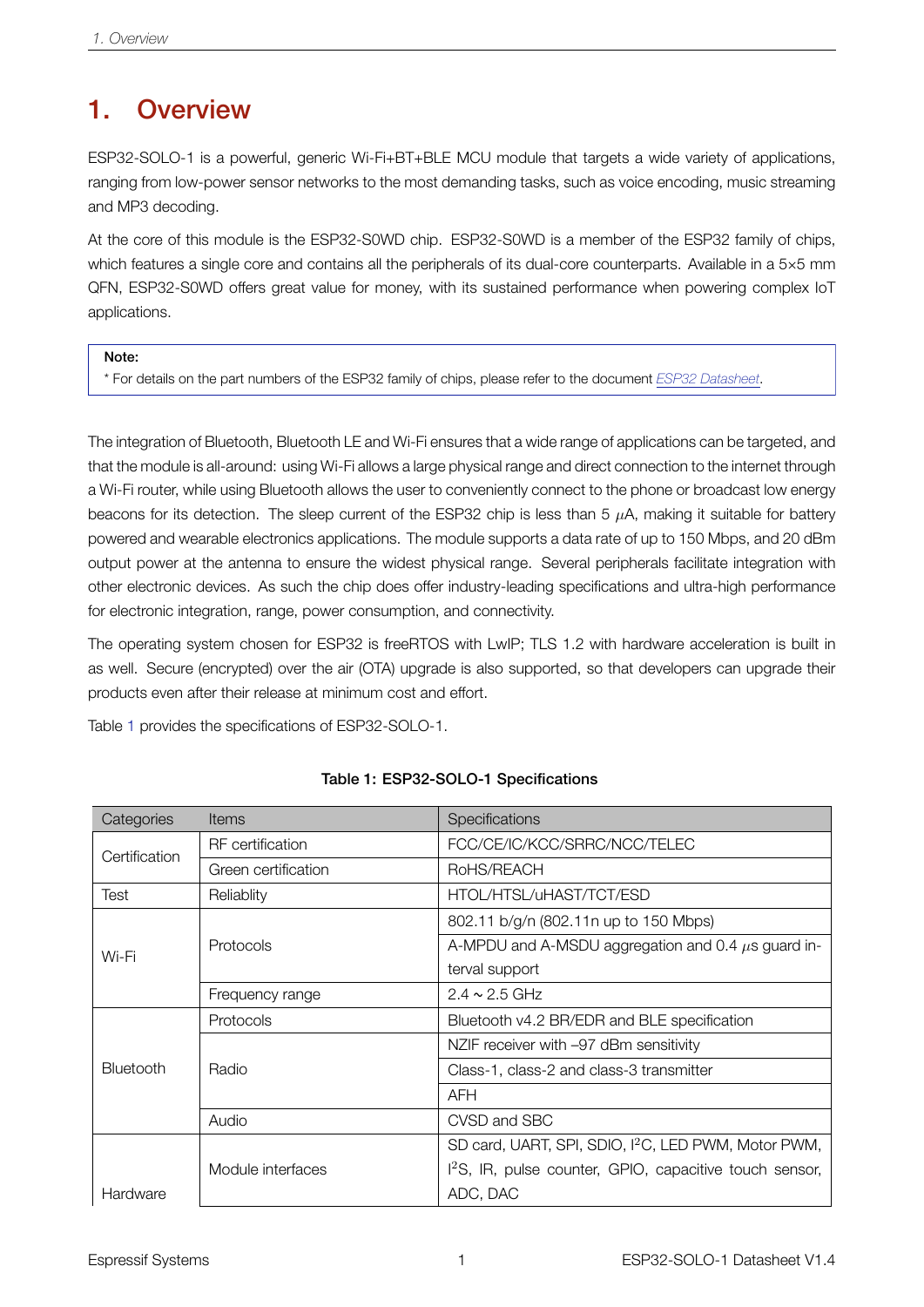# 1. Overview

ESP32-SOLO-1 is a powerful, generic Wi-Fi+BT+BLE MCU module that targets a wide variety of applications, ranging from low-power sensor networks to the most demanding tasks, such as voice encoding, music streaming and MP3 decoding.

At the core of this module is the ESP32-S0WD chip. ESP32-S0WD is a member of the ESP32 family of chips, which features a single core and contains all the peripherals of its dual-core counterparts. Available in a 5×5 mm QFN, ESP32-S0WD offers great value for money, with its sustained performance when powering complex IoT applications.

> **Note:**
> * For details on the part numbers of the ESP32 family of chips, please refer to the document *ESP32 Datasheet*.

The integration of Bluetooth, Bluetooth LE and Wi-Fi ensures that a wide range of applications can be targeted, and that the module is all-around: using Wi-Fi allows a large physical range and direct connection to the internet through a Wi-Fi router, while using Bluetooth allows the user to conveniently connect to the phone or broadcast low energy beacons for its detection. The sleep current of the ESP32 chip is less than 5 $\mu$A, making it suitable for battery powered and wearable electronics applications. The module supports a data rate of up to 150 Mbps, and 20 dBm output power at the antenna to ensure the widest physical range. Several peripherals facilitate integration with other electronic devices. As such the chip does offer industry-leading specifications and ultra-high performance for electronic integration, range, power consumption, and connectivity.

The operating system chosen for ESP32 is freeRTOS with LwIP; TLS 1.2 with hardware acceleration is built in as well. Secure (encrypted) over the air (OTA) upgrade is also supported, so that developers can upgrade their products even after their release at minimum cost and effort.

Table 1 provides the specifications of ESP32-SOLO-1.

**Table 1: ESP32-SOLO-1 Specifications**

| Categories | Items | Specifications |
|---|---|---|
| Certification | RF certification | FCC/CE/IC/KCC/SRRC/NCC/TELEC |
| | Green certification | RoHS/REACH |
| Test | Reliablity | HTOL/HTSL/uHAST/TCT/ESD |
| Wi-Fi | Protocols | 802.11 b/g/n (802.11n up to 150 Mbps) |
| | | A-MPDU and A-MSDU aggregation and 0.4 $\mu$s guard interval support |
| | Frequency range | 2.4 ~ 2.5 GHz |
| Bluetooth | Protocols | Bluetooth v4.2 BR/EDR and BLE specification |
| | Radio | NZIF receiver with –97 dBm sensitivity |
| | | Class-1, class-2 and class-3 transmitter |
| | | AFH |
| | Audio | CVSD and SBC |
| Hardware | Module interfaces | SD card, UART, SPI, SDIO, I²C, LED PWM, Motor PWM, I²S, IR, pulse counter, GPIO, capacitive touch sensor, ADC, DAC |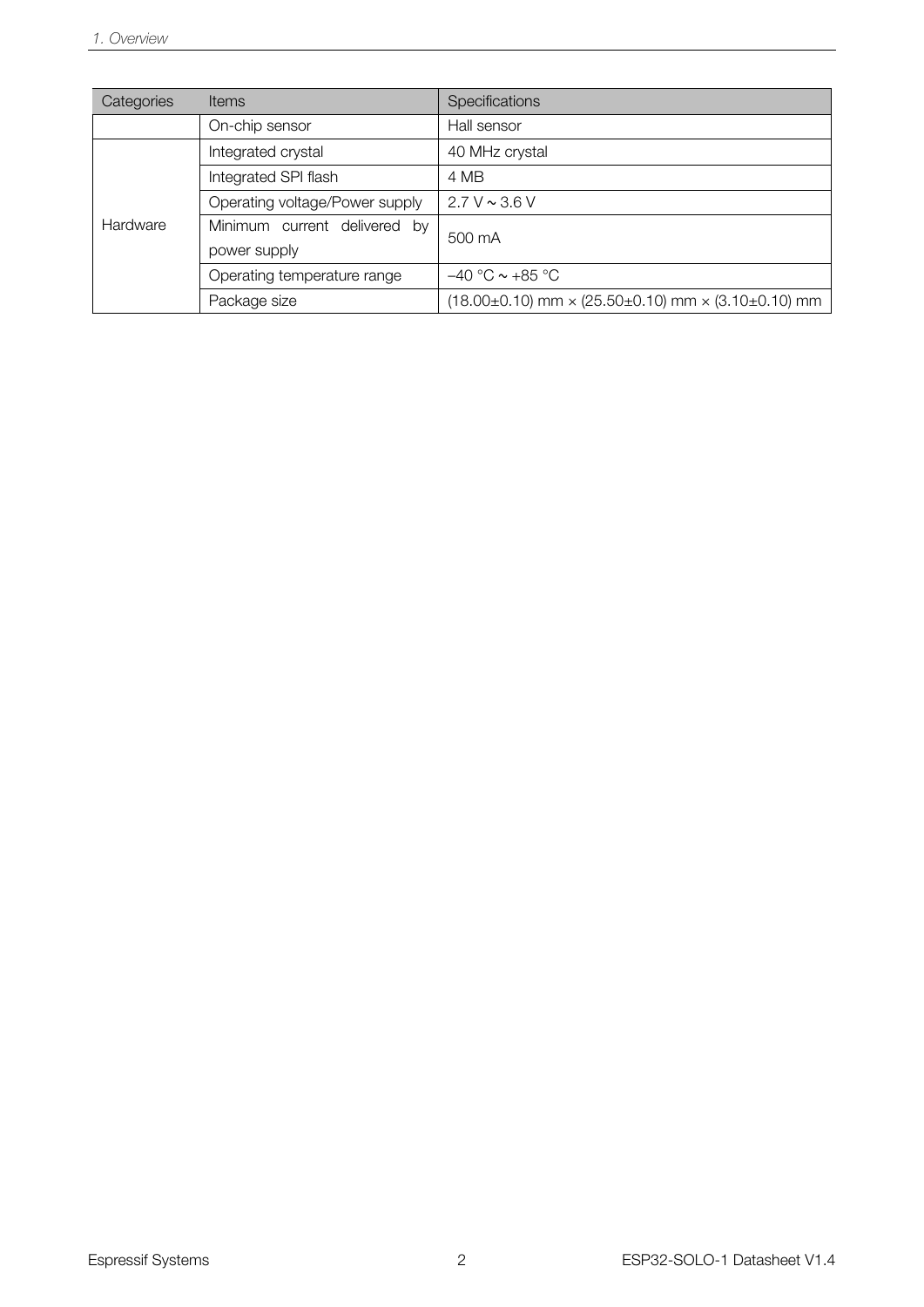| Categories | Items | Specifications |
| --- | --- | --- |
| | On-chip sensor | Hall sensor |
| Hardware | Integrated crystal | 40 MHz crystal |
| | Integrated SPI flash | 4 MB |
| | Operating voltage/Power supply | 2.7 V ~ 3.6 V |
| | Minimum current delivered by power supply | 500 mA |
| | Operating temperature range | –40 °C ~ +85 °C |
| | Package size | (18.00±0.10) mm × (25.50±0.10) mm × (3.10±0.10) mm |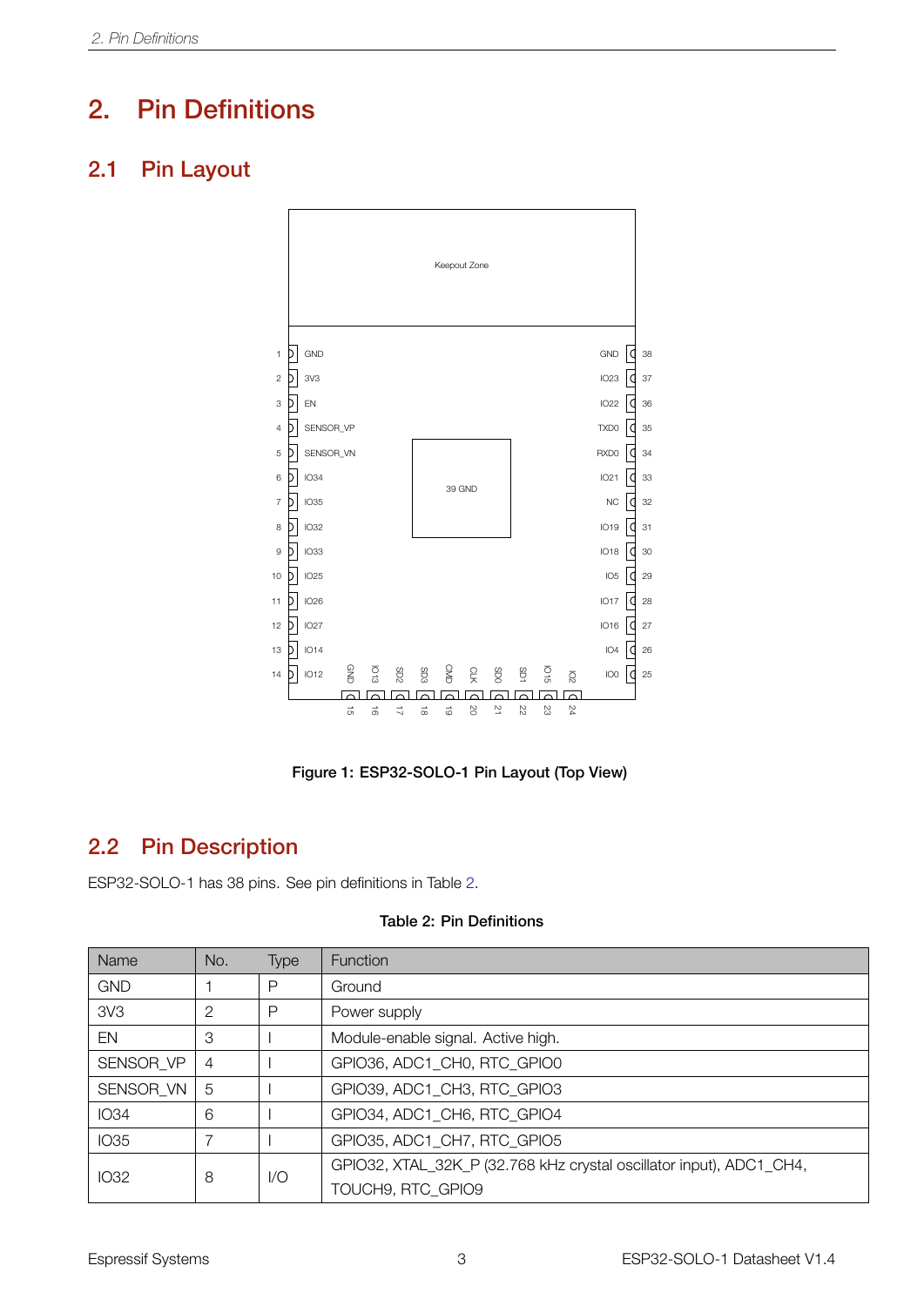# 2. Pin Definitions

## 2.1 Pin Layout

Figure 1: ESP32-SOLO-1 Pin Layout (Top View)

## 2.2 Pin Description

ESP32-SOLO-1 has 38 pins. See pin definitions in Table 2.

**Table 2: Pin Definitions**

| Name | No. | Type | Function |
|---|---|---|---|
| GND | 1 | P | Ground |
| 3V3 | 2 | P | Power supply |
| EN | 3 | I | Module-enable signal. Active high. |
| SENSOR_VP | 4 | I | GPIO36, ADC1_CH0, RTC_GPIO0 |
| SENSOR_VN | 5 | I | GPIO39, ADC1_CH3, RTC_GPIO3 |
| IO34 | 6 | I | GPIO34, ADC1_CH6, RTC_GPIO4 |
| IO35 | 7 | I | GPIO35, ADC1_CH7, RTC_GPIO5 |
| IO32 | 8 | I/O | GPIO32, XTAL_32K_P (32.768 kHz crystal oscillator input), ADC1_CH4, TOUCH9, RTC_GPIO9 |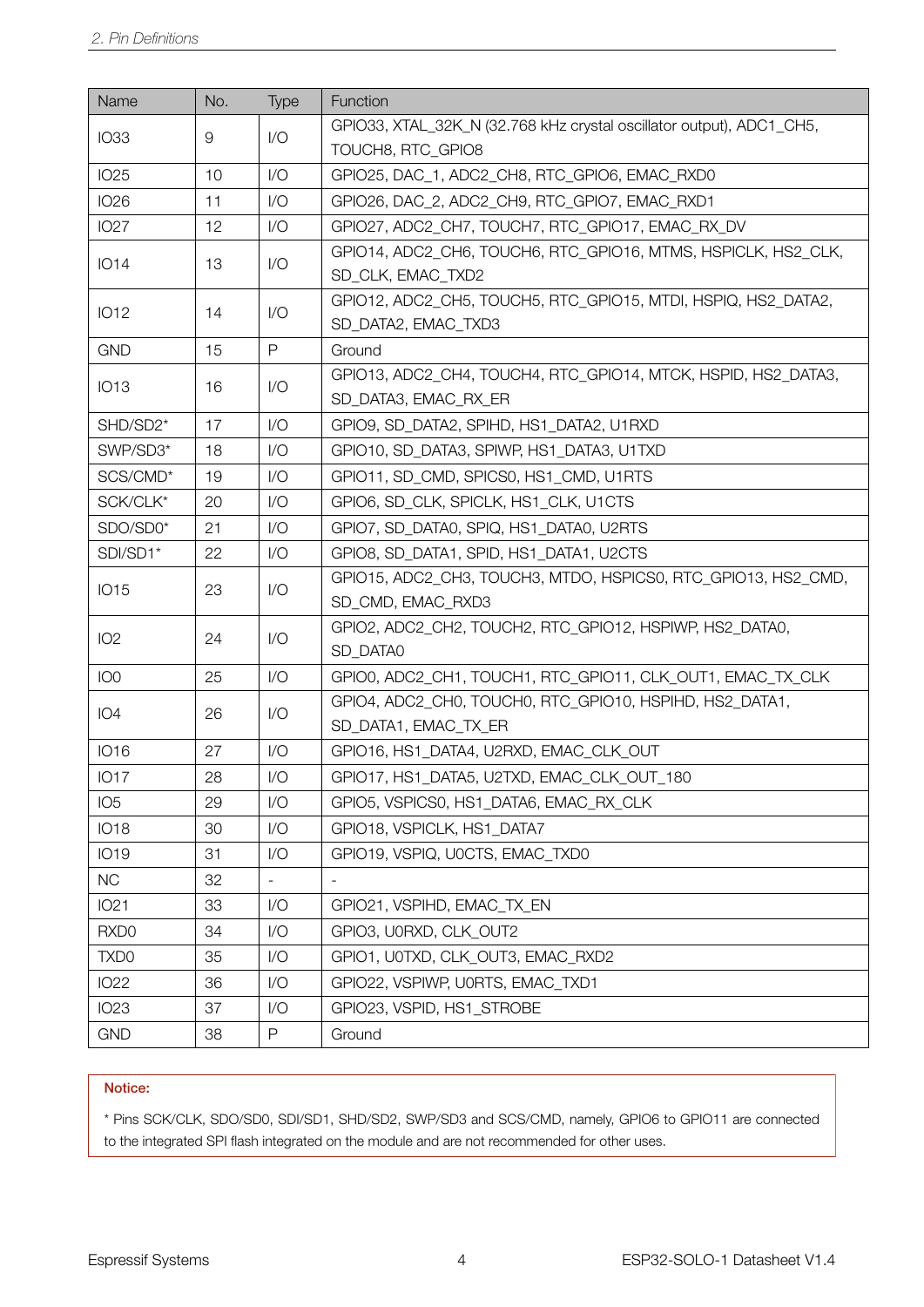| Name | No. | Type | Function |
|---|---|---|---|
| IO33 | 9 | I/O | GPIO33, XTAL_32K_N (32.768 kHz crystal oscillator output), ADC1_CH5, TOUCH8, RTC_GPIO8 |
| IO25 | 10 | I/O | GPIO25, DAC_1, ADC2_CH8, RTC_GPIO6, EMAC_RXD0 |
| IO26 | 11 | I/O | GPIO26, DAC_2, ADC2_CH9, RTC_GPIO7, EMAC_RXD1 |
| IO27 | 12 | I/O | GPIO27, ADC2_CH7, TOUCH7, RTC_GPIO17, EMAC_RX_DV |
| IO14 | 13 | I/O | GPIO14, ADC2_CH6, TOUCH6, RTC_GPIO16, MTMS, HSPICLK, HS2_CLK, SD_CLK, EMAC_TXD2 |
| IO12 | 14 | I/O | GPIO12, ADC2_CH5, TOUCH5, RTC_GPIO15, MTDI, HSPIQ, HS2_DATA2, SD_DATA2, EMAC_TXD3 |
| GND | 15 | P | Ground |
| IO13 | 16 | I/O | GPIO13, ADC2_CH4, TOUCH4, RTC_GPIO14, MTCK, HSPID, HS2_DATA3, SD_DATA3, EMAC_RX_ER |
| SHD/SD2* | 17 | I/O | GPIO9, SD_DATA2, SPIHD, HS1_DATA2, U1RXD |
| SWP/SD3* | 18 | I/O | GPIO10, SD_DATA3, SPIWP, HS1_DATA3, U1TXD |
| SCS/CMD* | 19 | I/O | GPIO11, SD_CMD, SPICS0, HS1_CMD, U1RTS |
| SCK/CLK* | 20 | I/O | GPIO6, SD_CLK, SPICLK, HS1_CLK, U1CTS |
| SDO/SD0* | 21 | I/O | GPIO7, SD_DATA0, SPIQ, HS1_DATA0, U2RTS |
| SDI/SD1* | 22 | I/O | GPIO8, SD_DATA1, SPID, HS1_DATA1, U2CTS |
| IO15 | 23 | I/O | GPIO15, ADC2_CH3, TOUCH3, MTDO, HSPICS0, RTC_GPIO13, HS2_CMD, SD_CMD, EMAC_RXD3 |
| IO2 | 24 | I/O | GPIO2, ADC2_CH2, TOUCH2, RTC_GPIO12, HSPIWP, HS2_DATA0, SD_DATA0 |
| IO0 | 25 | I/O | GPIO0, ADC2_CH1, TOUCH1, RTC_GPIO11, CLK_OUT1, EMAC_TX_CLK |
| IO4 | 26 | I/O | GPIO4, ADC2_CH0, TOUCH0, RTC_GPIO10, HSPIHD, HS2_DATA1, SD_DATA1, EMAC_TX_ER |
| IO16 | 27 | I/O | GPIO16, HS1_DATA4, U2RXD, EMAC_CLK_OUT |
| IO17 | 28 | I/O | GPIO17, HS1_DATA5, U2TXD, EMAC_CLK_OUT_180 |
| IO5 | 29 | I/O | GPIO5, VSPICS0, HS1_DATA6, EMAC_RX_CLK |
| IO18 | 30 | I/O | GPIO18, VSPICLK, HS1_DATA7 |
| IO19 | 31 | I/O | GPIO19, VSPIQ, U0CTS, EMAC_TXD0 |
| NC | 32 | - | - |
| IO21 | 33 | I/O | GPIO21, VSPIHD, EMAC_TX_EN |
| RXD0 | 34 | I/O | GPIO3, U0RXD, CLK_OUT2 |
| TXD0 | 35 | I/O | GPIO1, U0TXD, CLK_OUT3, EMAC_RXD2 |
| IO22 | 36 | I/O | GPIO22, VSPIWP, U0RTS, EMAC_TXD1 |
| IO23 | 37 | I/O | GPIO23, VSPID, HS1_STROBE |
| GND | 38 | P | Ground |

**Notice:**

* Pins SCK/CLK, SDO/SD0, SDI/SD1, SHD/SD2, SWP/SD3 and SCS/CMD, namely, GPIO6 to GPIO11 are connected to the integrated SPI flash integrated on the module and are not recommended for other uses.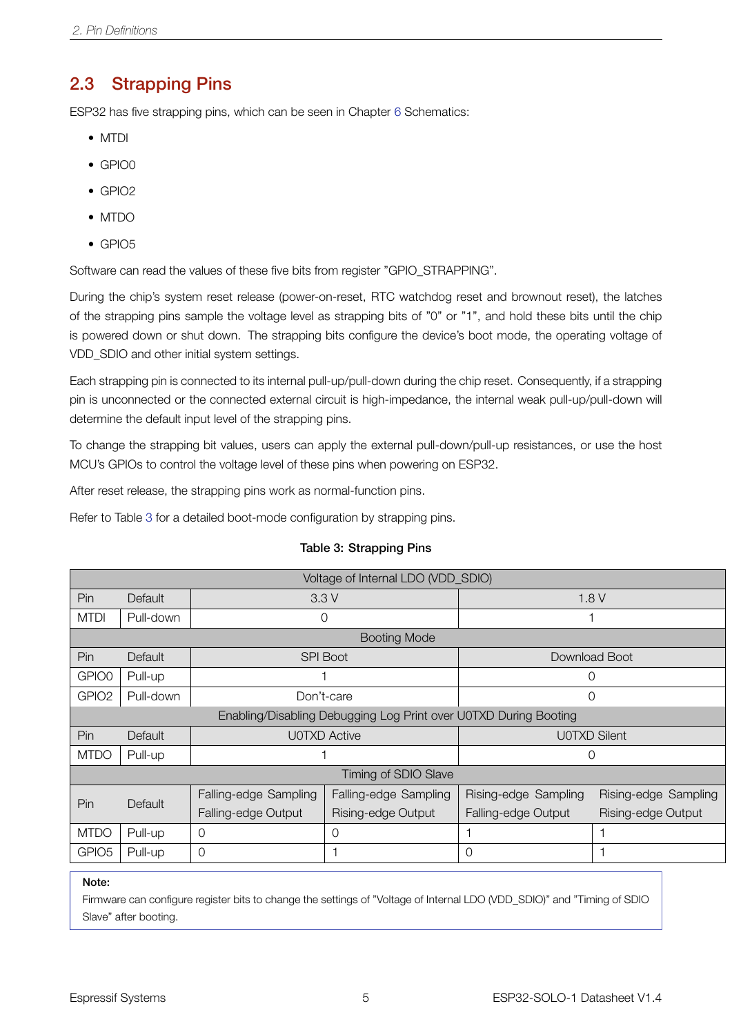## 2.3 Strapping Pins

ESP32 has five strapping pins, which can be seen in Chapter 6 Schematics:

- MTDI
- GPIO0
- GPIO2
- MTDO
- GPIO5

Software can read the values of these five bits from register "GPIO_STRAPPING".

During the chip's system reset release (power-on-reset, RTC watchdog reset and brownout reset), the latches of the strapping pins sample the voltage level as strapping bits of "0" or "1", and hold these bits until the chip is powered down or shut down. The strapping bits configure the device's boot mode, the operating voltage of VDD_SDIO and other initial system settings.

Each strapping pin is connected to its internal pull-up/pull-down during the chip reset. Consequently, if a strapping pin is unconnected or the connected external circuit is high-impedance, the internal weak pull-up/pull-down will determine the default input level of the strapping pins.

To change the strapping bit values, users can apply the external pull-down/pull-up resistances, or use the host MCU's GPIOs to control the voltage level of these pins when powering on ESP32.

After reset release, the strapping pins work as normal-function pins.

Refer to Table 3 for a detailed boot-mode configuration by strapping pins.

**Table 3: Strapping Pins**

| Voltage of Internal LDO (VDD_SDIO) | | | | | |
|---|---|---|---|---|---|
| Pin | Default | 3.3 V | | 1.8 V | |
| MTDI | Pull-down | 0 | | 1 | |
| **Booting Mode** | | | | | |
| Pin | Default | SPI Boot | | Download Boot | |
| GPIO0 | Pull-up | 1 | | 0 | |
| GPIO2 | Pull-down | Don't-care | | 0 | |
| **Enabling/Disabling Debugging Log Print over U0TXD During Booting** | | | | | |
| Pin | Default | U0TXD Active | | U0TXD Silent | |
| MTDO | Pull-up | 1 | | 0 | |
| **Timing of SDIO Slave** | | | | | |
| Pin | Default | Falling-edge Sampling Falling-edge Output | Falling-edge Sampling Rising-edge Output | Rising-edge Sampling Falling-edge Output | Rising-edge Sampling Rising-edge Output |
| MTDO | Pull-up | 0 | 0 | 1 | 1 |
| GPIO5 | Pull-up | 0 | 1 | 0 | 1 |

**Note:**
Firmware can configure register bits to change the settings of "Voltage of Internal LDO (VDD_SDIO)" and "Timing of SDIO Slave" after booting.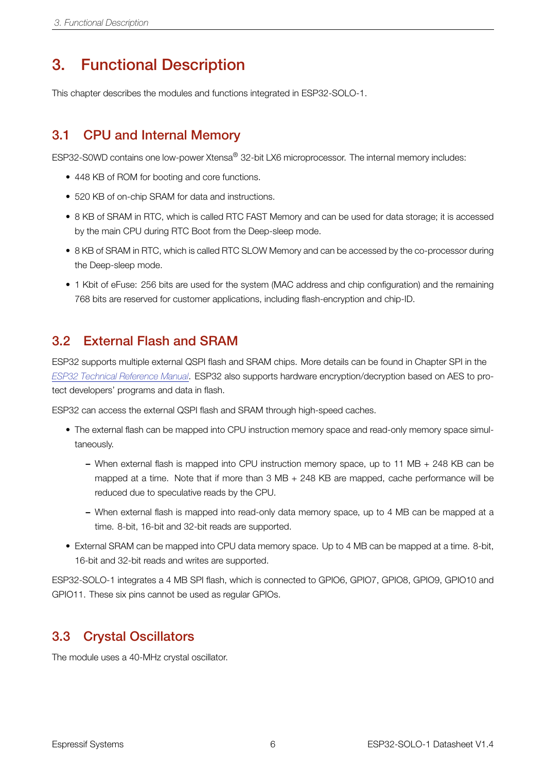# 3. Functional Description

This chapter describes the modules and functions integrated in ESP32-SOLO-1.

## 3.1 CPU and Internal Memory

ESP32-S0WD contains one low-power Xtensa® 32-bit LX6 microprocessor. The internal memory includes:

- 448 KB of ROM for booting and core functions.
- 520 KB of on-chip SRAM for data and instructions.
- 8 KB of SRAM in RTC, which is called RTC FAST Memory and can be used for data storage; it is accessed by the main CPU during RTC Boot from the Deep-sleep mode.
- 8 KB of SRAM in RTC, which is called RTC SLOW Memory and can be accessed by the co-processor during the Deep-sleep mode.
- 1 Kbit of eFuse: 256 bits are used for the system (MAC address and chip configuration) and the remaining 768 bits are reserved for customer applications, including flash-encryption and chip-ID.

## 3.2 External Flash and SRAM

ESP32 supports multiple external QSPI flash and SRAM chips. More details can be found in Chapter SPI in the *ESP32 Technical Reference Manual*. ESP32 also supports hardware encryption/decryption based on AES to protect developers' programs and data in flash.

ESP32 can access the external QSPI flash and SRAM through high-speed caches.

- The external flash can be mapped into CPU instruction memory space and read-only memory space simultaneously.
  - When external flash is mapped into CPU instruction memory space, up to 11 MB + 248 KB can be mapped at a time. Note that if more than 3 MB + 248 KB are mapped, cache performance will be reduced due to speculative reads by the CPU.
  - When external flash is mapped into read-only data memory space, up to 4 MB can be mapped at a time. 8-bit, 16-bit and 32-bit reads are supported.
- External SRAM can be mapped into CPU data memory space. Up to 4 MB can be mapped at a time. 8-bit, 16-bit and 32-bit reads and writes are supported.

ESP32-SOLO-1 integrates a 4 MB SPI flash, which is connected to GPIO6, GPIO7, GPIO8, GPIO9, GPIO10 and GPIO11. These six pins cannot be used as regular GPIOs.

## 3.3 Crystal Oscillators

The module uses a 40-MHz crystal oscillator.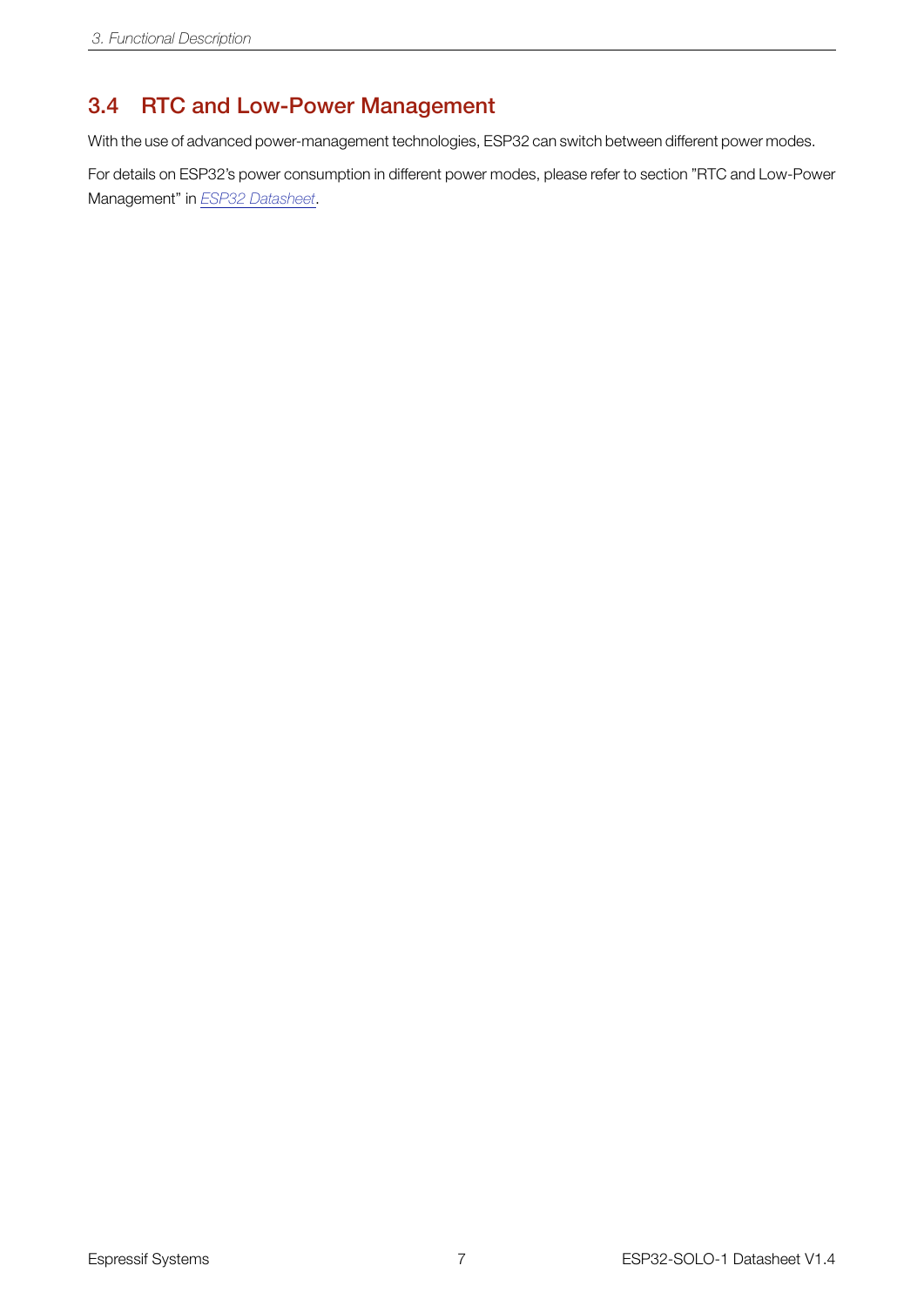## 3.4 RTC and Low-Power Management

With the use of advanced power-management technologies, ESP32 can switch between different power modes.

For details on ESP32's power consumption in different power modes, please refer to section "RTC and Low-Power Management" in *ESP32 Datasheet*.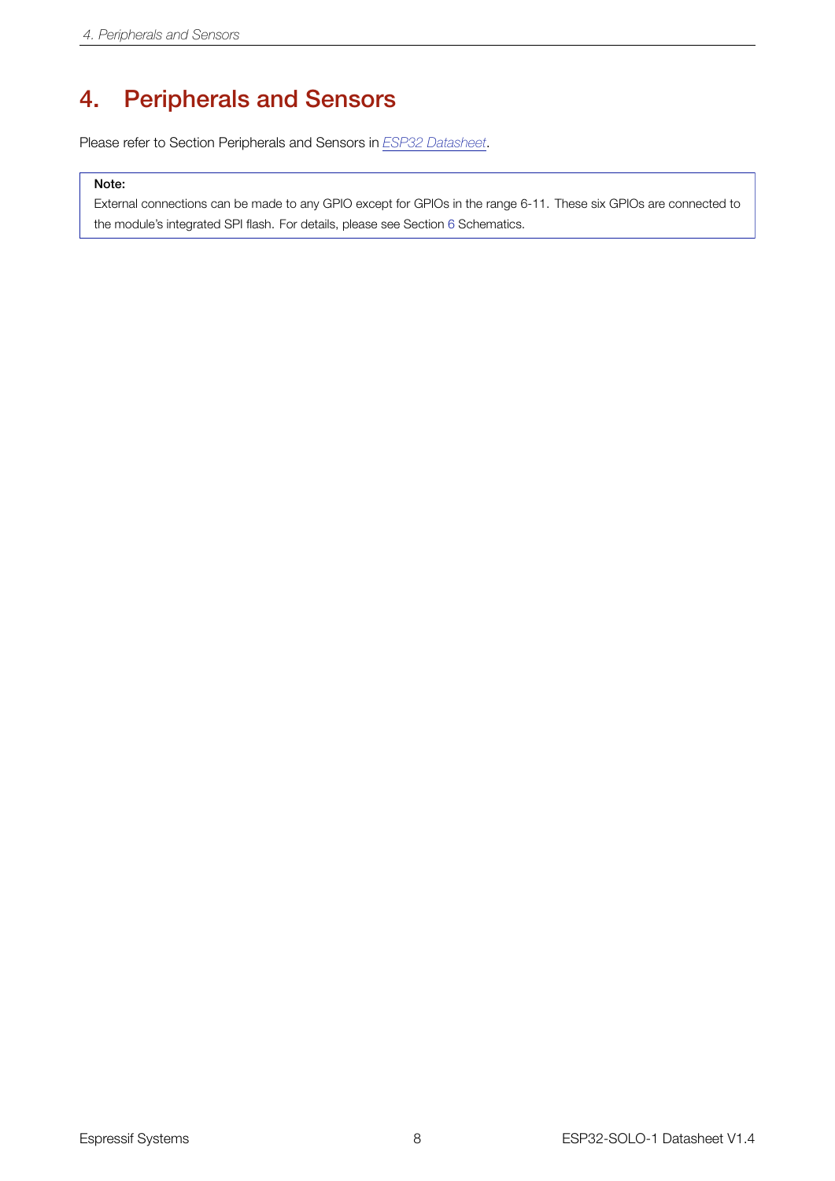# 4. Peripherals and Sensors

Please refer to Section Peripherals and Sensors in *ESP32 Datasheet*.

> **Note:**
> External connections can be made to any GPIO except for GPIOs in the range 6-11. These six GPIOs are connected to the module's integrated SPI flash. For details, please see Section 6 Schematics.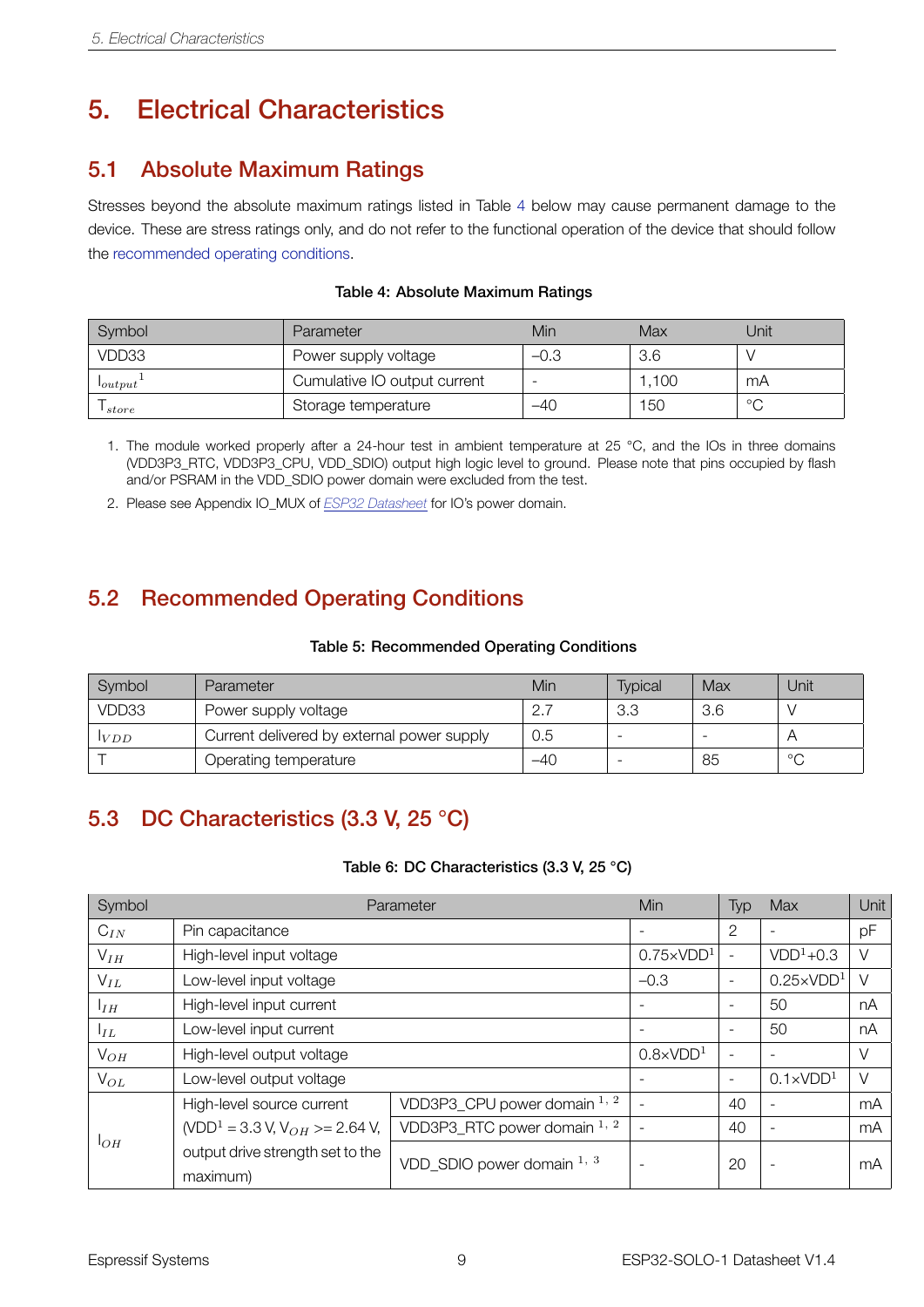# 5. Electrical Characteristics

## 5.1 Absolute Maximum Ratings

Stresses beyond the absolute maximum ratings listed in Table 4 below may cause permanent damage to the device. These are stress ratings only, and do not refer to the functional operation of the device that should follow the recommended operating conditions.

**Table 4: Absolute Maximum Ratings**

| Symbol | Parameter | Min | Max | Unit |
|---|---|---|---|---|
| VDD33 | Power supply voltage | –0.3 | 3.6 | V |
| $I_{output}$[1] | Cumulative IO output current | - | 1,100 | mA |
| $T_{store}$ | Storage temperature | –40 | 150 | °C |

1. The module worked properly after a 24-hour test in ambient temperature at 25 °C, and the IOs in three domains (VDD3P3_RTC, VDD3P3_CPU, VDD_SDIO) output high logic level to ground. Please note that pins occupied by flash and/or PSRAM in the VDD_SDIO power domain were excluded from the test.
2. Please see Appendix IO_MUX of *ESP32 Datasheet* for IO's power domain.

## 5.2 Recommended Operating Conditions

**Table 5: Recommended Operating Conditions**

| Symbol | Parameter | Min | Typical | Max | Unit |
|---|---|---|---|---|---|
| VDD33 | Power supply voltage | 2.7 | 3.3 | 3.6 | V |
| $I_{VDD}$ | Current delivered by external power supply | 0.5 | - | - | A |
| T | Operating temperature | –40 | - | 85 | °C |

## 5.3 DC Characteristics (3.3 V, 25 °C)

**Table 6: DC Characteristics (3.3 V, 25 °C)**

| Symbol | Parameter | | Min | Typ | Max | Unit |
|---|---|---|---|---|---|---|
| $C_{IN}$ | Pin capacitance | | - | 2 | - | pF |
| $V_{IH}$ | High-level input voltage | | 0.75×VDD[1] | - | VDD[1]+0.3 | V |
| $V_{IL}$ | Low-level input voltage | | –0.3 | - | 0.25×VDD[1] | V |
| $I_{IH}$ | High-level input current | | - | - | 50 | nA |
| $I_{IL}$ | Low-level input current | | - | - | 50 | nA |
| $V_{OH}$ | High-level output voltage | | 0.8×VDD[1] | - | - | V |
| $V_{OL}$ | Low-level output voltage | | - | - | 0.1×VDD[1] | V |
| $I_{OH}$ | High-level source current (VDD[1] = 3.3 V, $V_{OH}$ >= 2.64 V, output drive strength set to the maximum) | VDD3P3_CPU power domain [1, 2] | - | 40 | - | mA |
| | | VDD3P3_RTC power domain [1, 2] | - | 40 | - | mA |
| | | VDD_SDIO power domain [1, 3] | - | 20 | - | mA |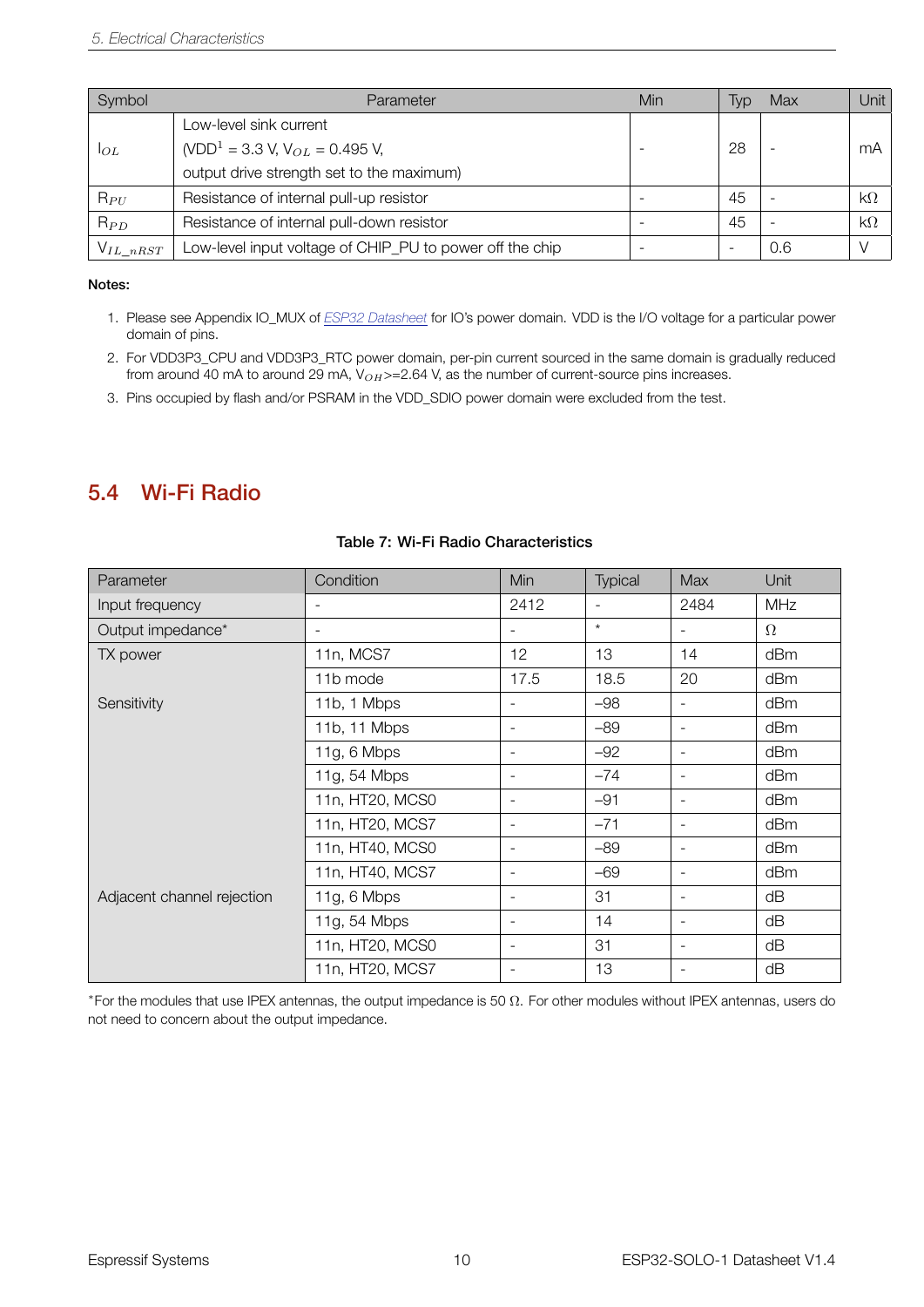| Symbol | Parameter | Min | Typ | Max | Unit |
|---|---|---|---|---|---|
| $I_{OL}$ | Low-level sink current (VDD[1] = 3.3 V, $V_{OL}$ = 0.495 V, output drive strength set to the maximum) | - | 28 | - | mA |
| $R_{PU}$ | Resistance of internal pull-up resistor | - | 45 | - | kΩ |
| $R_{PD}$ | Resistance of internal pull-down resistor | - | 45 | - | kΩ |
| $V_{IL\_nRST}$ | Low-level input voltage of CHIP_PU to power off the chip | - | - | 0.6 | V |

**Notes:**

1. Please see Appendix IO_MUX of *ESP32 Datasheet* for IO's power domain. VDD is the I/O voltage for a particular power domain of pins.
2. For VDD3P3_CPU and VDD3P3_RTC power domain, per-pin current sourced in the same domain is gradually reduced from around 40 mA to around 29 mA, $V_{OH}$>=2.64 V, as the number of current-source pins increases.
3. Pins occupied by flash and/or PSRAM in the VDD_SDIO power domain were excluded from the test.

## 5.4 Wi-Fi Radio

**Table 7: Wi-Fi Radio Characteristics**

| Parameter | Condition | Min | Typical | Max | Unit |
|---|---|---|---|---|---|
| Input frequency | - | 2412 | - | 2484 | MHz |
| Output impedance* | - | - | * | - | Ω |
| TX power | 11n, MCS7 | 12 | 13 | 14 | dBm |
| | 11b mode | 17.5 | 18.5 | 20 | dBm |
| Sensitivity | 11b, 1 Mbps | - | –98 | - | dBm |
| | 11b, 11 Mbps | - | –89 | - | dBm |
| | 11g, 6 Mbps | - | –92 | - | dBm |
| | 11g, 54 Mbps | - | –74 | - | dBm |
| | 11n, HT20, MCS0 | - | –91 | - | dBm |
| | 11n, HT20, MCS7 | - | –71 | - | dBm |
| | 11n, HT40, MCS0 | - | –89 | - | dBm |
| | 11n, HT40, MCS7 | - | –69 | - | dBm |
| Adjacent channel rejection | 11g, 6 Mbps | - | 31 | - | dB |
| | 11g, 54 Mbps | - | 14 | - | dB |
| | 11n, HT20, MCS0 | - | 31 | - | dB |
| | 11n, HT20, MCS7 | - | 13 | - | dB |

*For the modules that use IPEX antennas, the output impedance is 50 Ω. For other modules without IPEX antennas, users do not need to concern about the output impedance.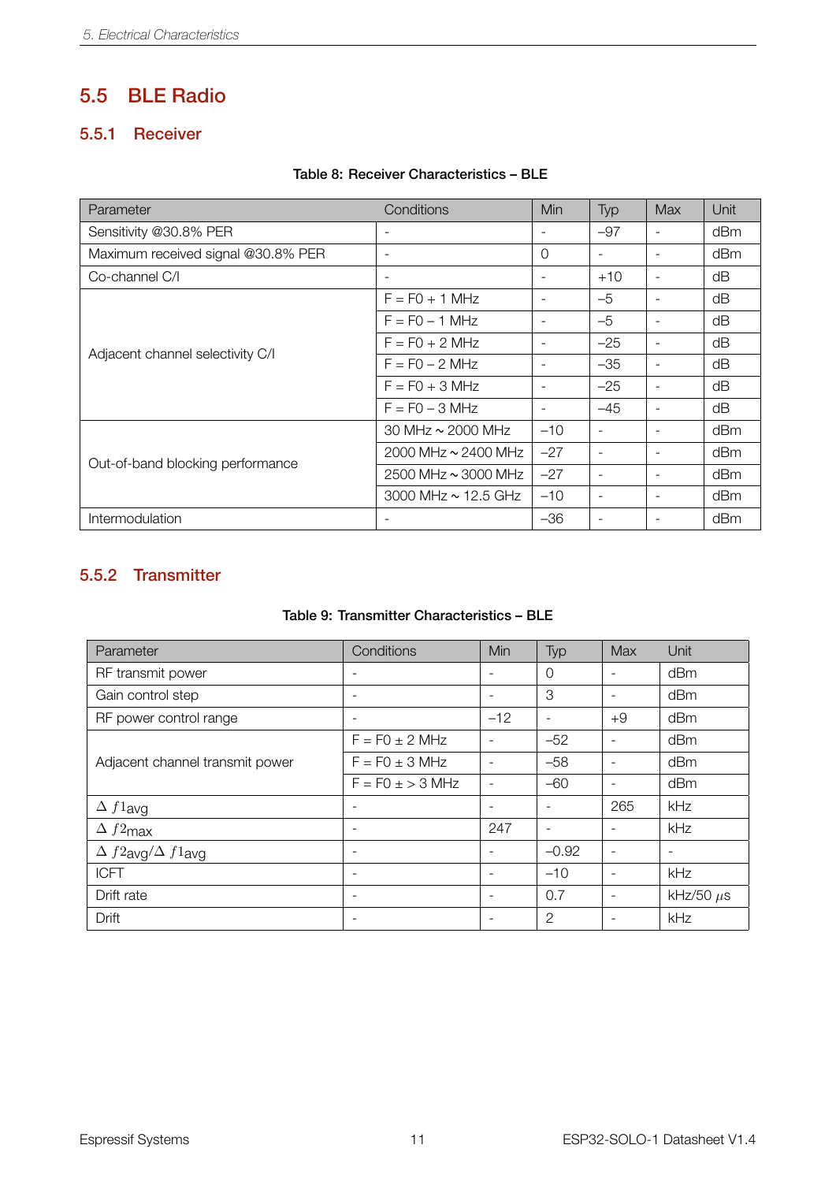## 5.5 BLE Radio

### 5.5.1 Receiver

**Table 8: Receiver Characteristics – BLE**

| Parameter | Conditions | Min | Typ | Max | Unit |
|---|---|---|---|---|---|
| Sensitivity @30.8% PER | - | - | –97 | - | dBm |
| Maximum received signal @30.8% PER | - | 0 | - | - | dBm |
| Co-channel C/I | - | - | +10 | - | dB |
| Adjacent channel selectivity C/I | F = F0 + 1 MHz | - | –5 | - | dB |
| | F = F0 – 1 MHz | - | –5 | - | dB |
| | F = F0 + 2 MHz | - | –25 | - | dB |
| | F = F0 – 2 MHz | - | –35 | - | dB |
| | F = F0 + 3 MHz | - | –25 | - | dB |
| | F = F0 – 3 MHz | - | –45 | - | dB |
| Out-of-band blocking performance | 30 MHz ~ 2000 MHz | –10 | - | - | dBm |
| | 2000 MHz ~ 2400 MHz | –27 | - | - | dBm |
| | 2500 MHz ~ 3000 MHz | –27 | - | - | dBm |
| | 3000 MHz ~ 12.5 GHz | –10 | - | - | dBm |
| Intermodulation | - | –36 | - | - | dBm |

### 5.5.2 Transmitter

**Table 9: Transmitter Characteristics – BLE**

| Parameter | Conditions | Min | Typ | Max | Unit |
|---|---|---|---|---|---|
| RF transmit power | - | - | 0 | - | dBm |
| Gain control step | - | - | 3 | - | dBm |
| RF power control range | - | –12 | - | +9 | dBm |
| Adjacent channel transmit power | F = F0 ± 2 MHz | - | –52 | - | dBm |
| | F = F0 ± 3 MHz | - | –58 | - | dBm |
| | F = F0 ± > 3 MHz | - | –60 | - | dBm |
| $\Delta f1_{avg}$ | - | - | - | 265 | kHz |
| $\Delta f2_{max}$ | - | 247 | - | - | kHz |
| $\Delta f2_{avg}/\Delta f1_{avg}$ | - | - | –0.92 | - | - |
| ICFT | - | - | –10 | - | kHz |
| Drift rate | - | - | 0.7 | - | kHz/50 $\mu$s |
| Drift | - | - | 2 | - | kHz |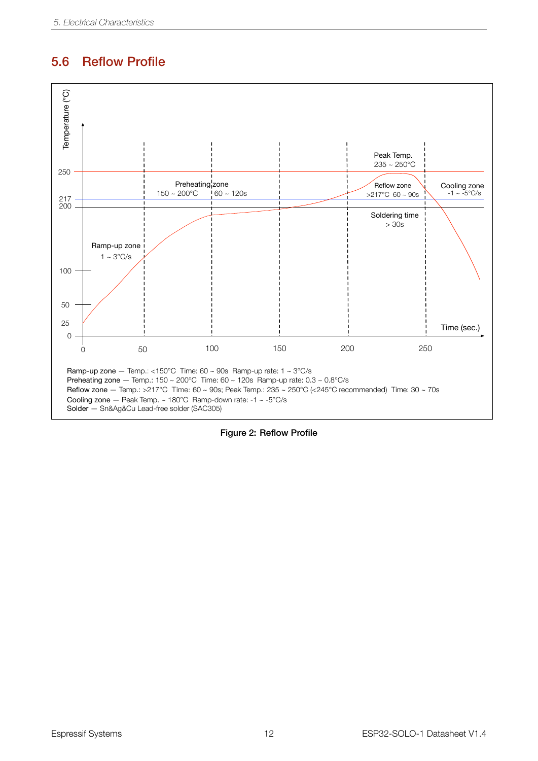## 5.6 Reflow Profile

Ramp-up zone — Temp.: <150°C Time: 60 ~ 90s Ramp-up rate: 1 ~ 3°C/s
Preheating zone — Temp.: 150 ~ 200°C Time: 60 ~ 120s Ramp-up rate: 0.3 ~ 0.8°C/s
Reflow zone — Temp.: >217°C Time: 60 ~ 90s; Peak Temp.: 235 ~ 250°C (<245°C recommended) Time: 30 ~ 70s
Cooling zone — Peak Temp. ~ 180°C Ramp-down rate: -1 ~ -5°C/s
Solder — Sn&Ag&Cu Lead-free solder (SAC305)

**Figure 2: Reflow Profile**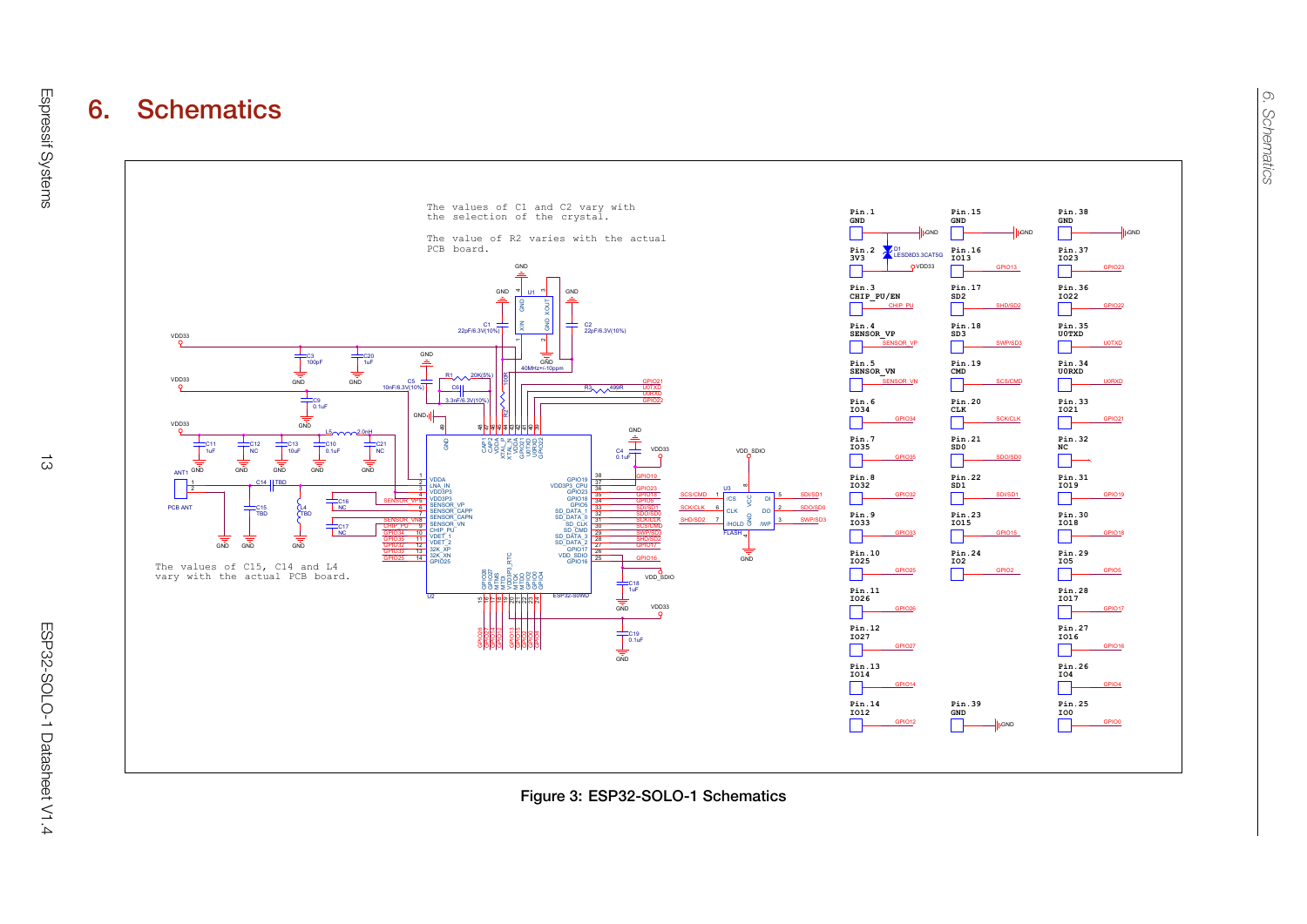# 6. Schematics

The values of C1 and C2 vary with the selection of the crystal.

The value of R2 varies with the actual PCB board.

The values of C15, C14 and L4 vary with the actual PCB board.

Figure 3: ESP32-SOLO-1 Schematics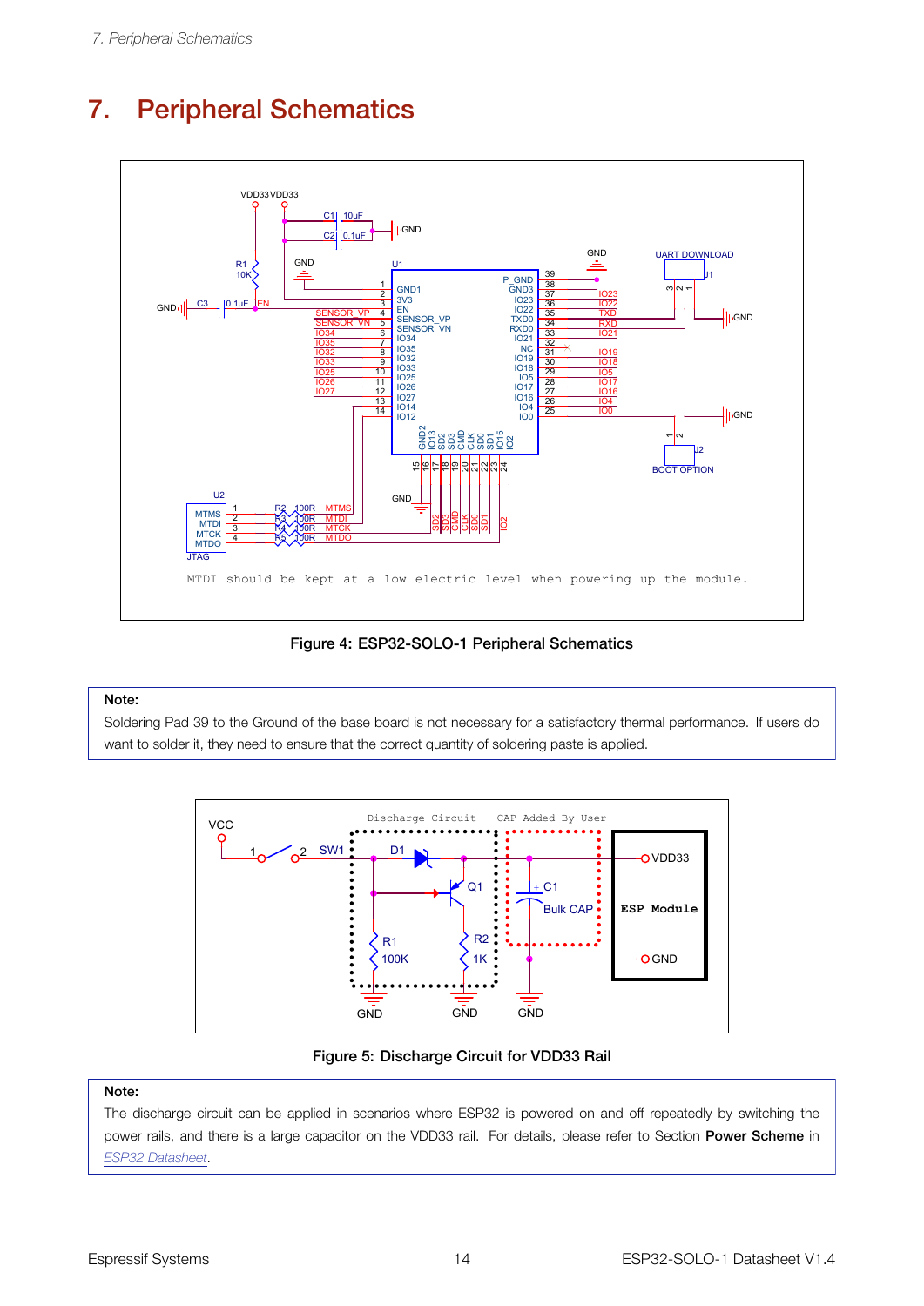# 7. Peripheral Schematics

MTDI should be kept at a low electric level when powering up the module.

Figure 4: ESP32-SOLO-1 Peripheral Schematics

> **Note:**
> Soldering Pad 39 to the Ground of the base board is not necessary for a satisfactory thermal performance. If users do want to solder it, they need to ensure that the correct quantity of soldering paste is applied.

Figure 5: Discharge Circuit for VDD33 Rail

> **Note:**
> The discharge circuit can be applied in scenarios where ESP32 is powered on and off repeatedly by switching the power rails, and there is a large capacitor on the VDD33 rail. For details, please refer to Section **Power Scheme** in *ESP32 Datasheet*.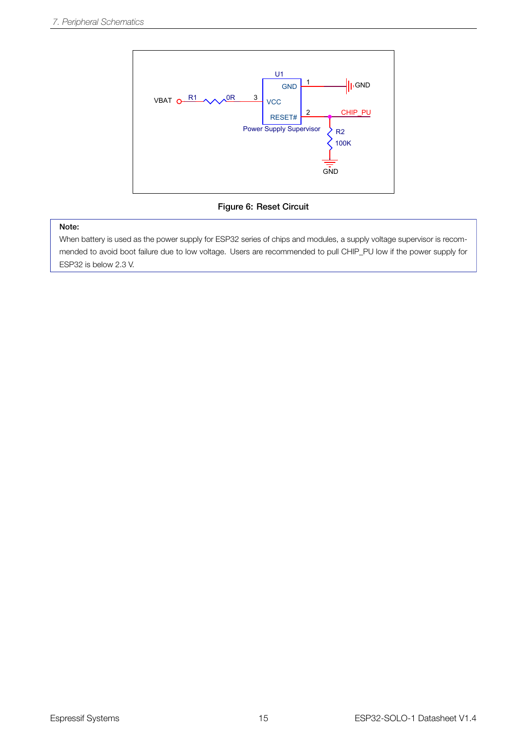**Figure 6: Reset Circuit**

> **Note:**
> When battery is used as the power supply for ESP32 series of chips and modules, a supply voltage supervisor is recommended to avoid boot failure due to low voltage. Users are recommended to pull CHIP_PU low if the power supply for ESP32 is below 2.3 V.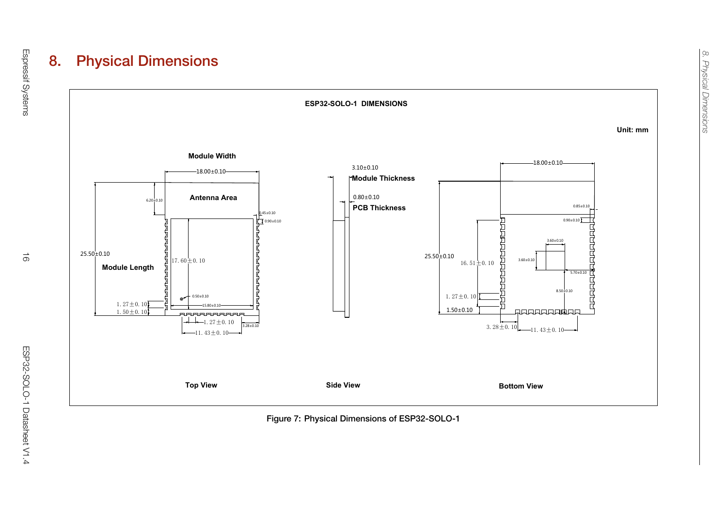# 8. Physical Dimensions

Figure 7: Physical Dimensions of ESP32-SOLO-1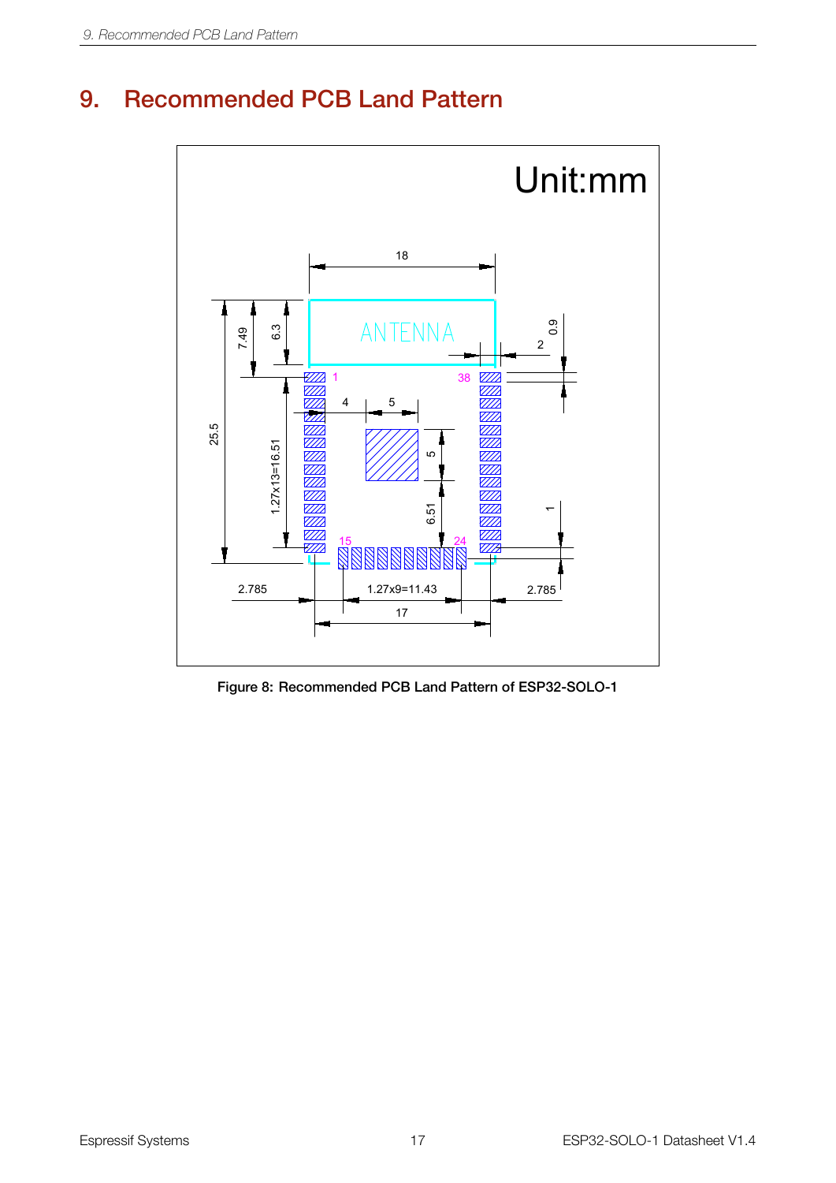# 9. Recommended PCB Land Pattern

Figure 8: Recommended PCB Land Pattern of ESP32-SOLO-1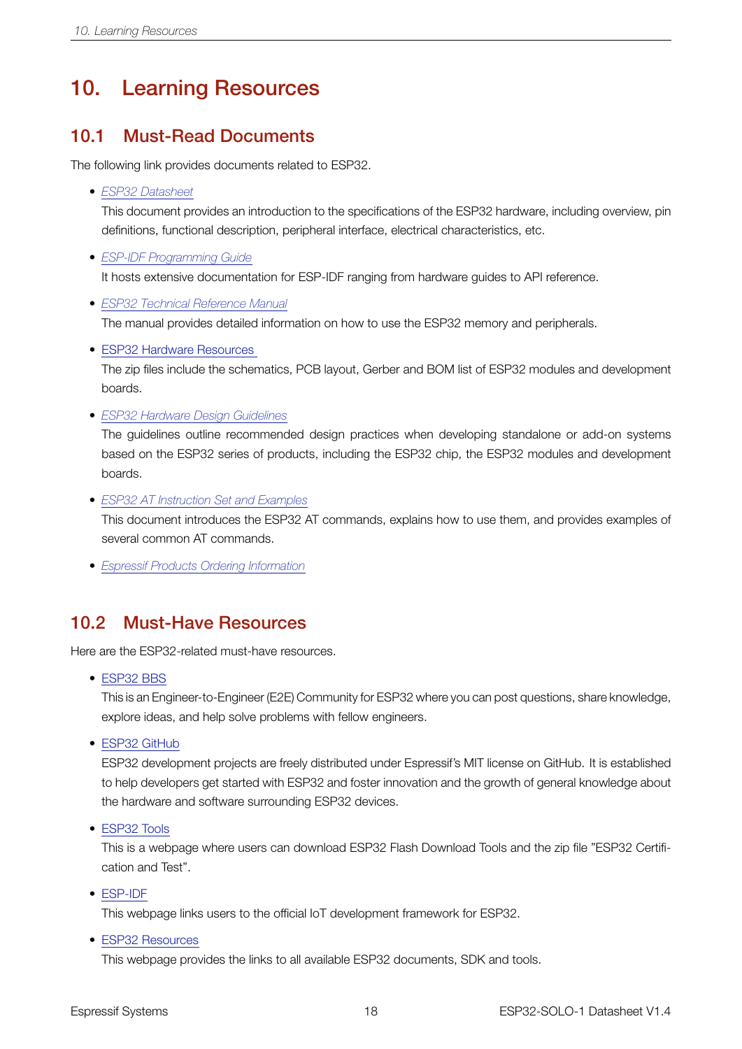# 10. Learning Resources

## 10.1 Must-Read Documents

The following link provides documents related to ESP32.

- *ESP32 Datasheet*

  This document provides an introduction to the specifications of the ESP32 hardware, including overview, pin definitions, functional description, peripheral interface, electrical characteristics, etc.

- *ESP-IDF Programming Guide*

  It hosts extensive documentation for ESP-IDF ranging from hardware guides to API reference.

- *ESP32 Technical Reference Manual*

  The manual provides detailed information on how to use the ESP32 memory and peripherals.

- ESP32 Hardware Resources

  The zip files include the schematics, PCB layout, Gerber and BOM list of ESP32 modules and development boards.

- *ESP32 Hardware Design Guidelines*

  The guidelines outline recommended design practices when developing standalone or add-on systems based on the ESP32 series of products, including the ESP32 chip, the ESP32 modules and development boards.

- *ESP32 AT Instruction Set and Examples*

  This document introduces the ESP32 AT commands, explains how to use them, and provides examples of several common AT commands.

- *Espressif Products Ordering Information*

## 10.2 Must-Have Resources

Here are the ESP32-related must-have resources.

- ESP32 BBS

  This is an Engineer-to-Engineer (E2E) Community for ESP32 where you can post questions, share knowledge, explore ideas, and help solve problems with fellow engineers.

- ESP32 GitHub

  ESP32 development projects are freely distributed under Espressif's MIT license on GitHub. It is established to help developers get started with ESP32 and foster innovation and the growth of general knowledge about the hardware and software surrounding ESP32 devices.

- ESP32 Tools

  This is a webpage where users can download ESP32 Flash Download Tools and the zip file "ESP32 Certification and Test".

- ESP-IDF

  This webpage links users to the official IoT development framework for ESP32.

- ESP32 Resources

  This webpage provides the links to all available ESP32 documents, SDK and tools.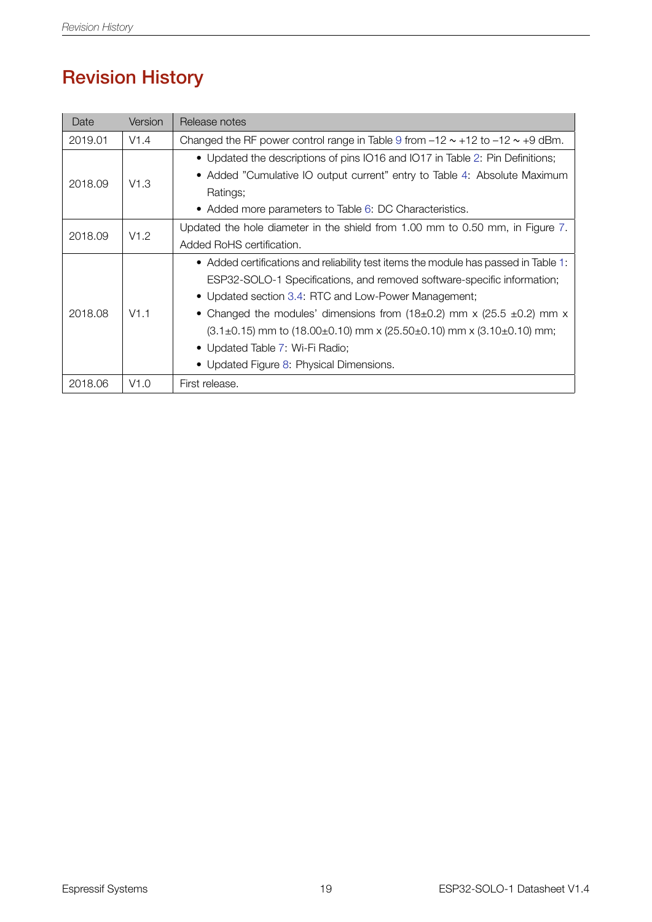# Revision History

| Date | Version | Release notes |
| --- | --- | --- |
| 2019.01 | V1.4 | Changed the RF power control range in Table 9 from –12 ~ +12 to –12 ~ +9 dBm. |
| 2018.09 | V1.3 | • Updated the descriptions of pins IO16 and IO17 in Table 2: Pin Definitions;<br>• Added "Cumulative IO output current" entry to Table 4: Absolute Maximum Ratings;<br>• Added more parameters to Table 6: DC Characteristics. |
| 2018.09 | V1.2 | Updated the hole diameter in the shield from 1.00 mm to 0.50 mm, in Figure 7. Added RoHS certification. |
| 2018.08 | V1.1 | • Added certifications and reliability test items the module has passed in Table 1: ESP32-SOLO-1 Specifications, and removed software-specific information;<br>• Updated section 3.4: RTC and Low-Power Management;<br>• Changed the modules' dimensions from (18±0.2) mm x (25.5 ±0.2) mm x (3.1±0.15) mm to (18.00±0.10) mm x (25.50±0.10) mm x (3.10±0.10) mm;<br>• Updated Table 7: Wi-Fi Radio;<br>• Updated Figure 8: Physical Dimensions. |
| 2018.06 | V1.0 | First release. |